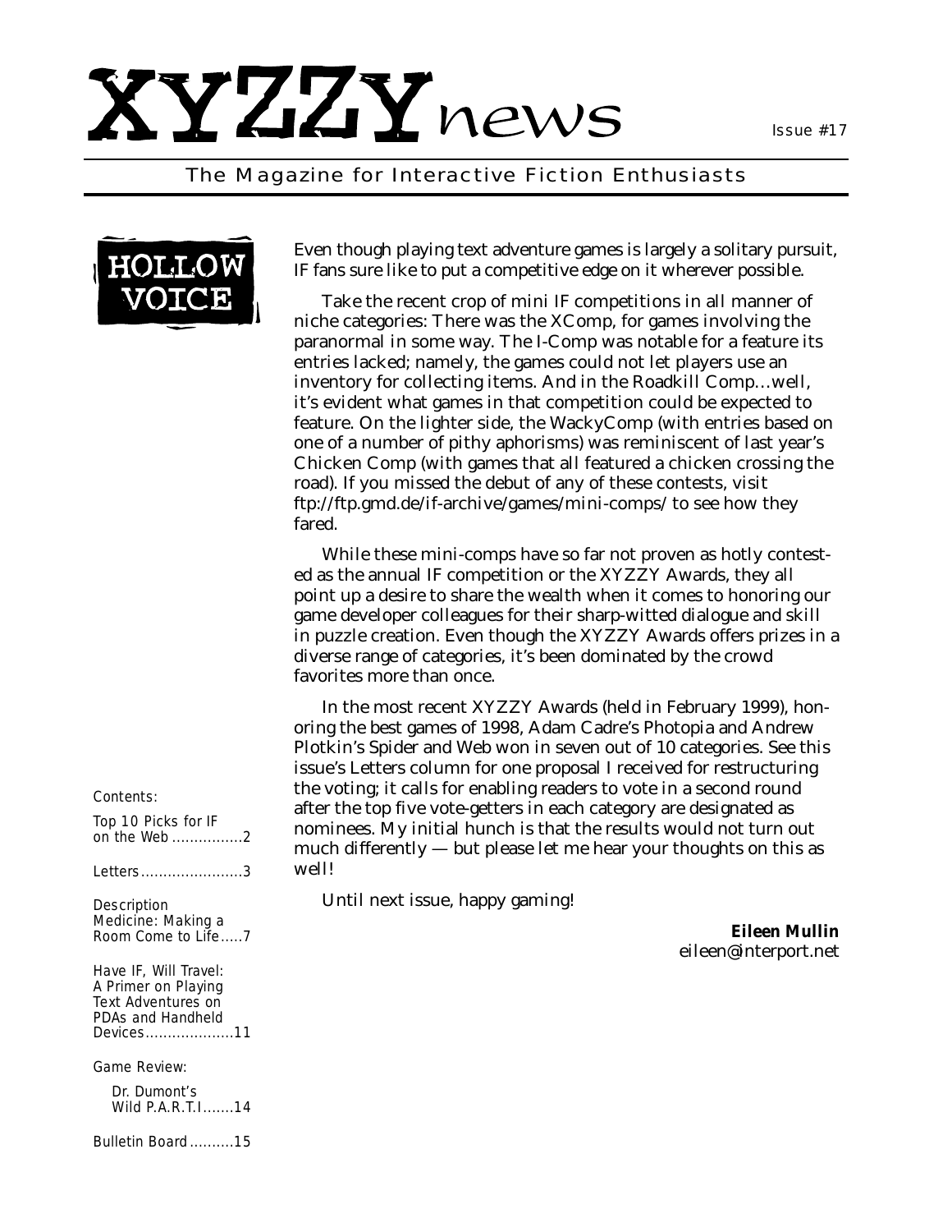# XYZZY*news*

Issue #17

The Magazine for Interactive Fiction Enthusiasts

## HOLLOW VOICE

Even though playing text adventure games is largely a solitary pursuit, IF fans sure like to put a competitive edge on it wherever possible.

Take the recent crop of mini IF competitions in all manner of niche categories: There was the XComp, for games involving the paranormal in some way. The I-Comp was notable for a feature its entries lacked; namely, the games could not let players use an inventory for collecting items. And in the Roadkill Comp…well, it's evident what games in that competition could be expected to feature. On the lighter side, the WackyComp (with entries based on one of a number of pithy aphorisms) was reminiscent of last year's Chicken Comp (with games that all featured a chicken crossing the road). If you missed the debut of any of these contests, visit ftp://ftp.gmd.de/if-archive/games/mini-comps/ to see how they fared.

While these mini-comps have so far not proven as hotly contested as the annual IF competition or the XYZZY Awards, they all point up a desire to share the wealth when it comes to honoring our game developer colleagues for their sharp-witted dialogue and skill in puzzle creation. Even though the XYZZY Awards offers prizes in a diverse range of categories, it's been dominated by the crowd favorites more than once.

In the most recent XYZZY Awards (held in February 1999), honoring the best games of 1998, Adam Cadre's Photopia and Andrew Plotkin's Spider and Web won in seven out of 10 categories. See this issue's Letters column for one proposal I received for restructuring the voting; it calls for enabling readers to vote in a second round after the top five vote-getters in each category are designated as nominees. My initial hunch is that the results would not turn out much differently — but please let me hear your thoughts on this as well!

Until next issue, happy gaming!

**Eileen Mullin**
eileen@interport.net

*Contents:*

*Top 10 Picks for IF on the Web* ................2

*Letters* .......................3

*Description Medicine: Making a Room Come to Life* .....7

*Have IF, Will Travel: A Primer on Playing Text Adventures on PDAs and Handheld Devices* ....................11

*Game Review:*

*Dr. Dumont's Wild P.A.R.T.I* .......14

*Bulletin Board* ..........15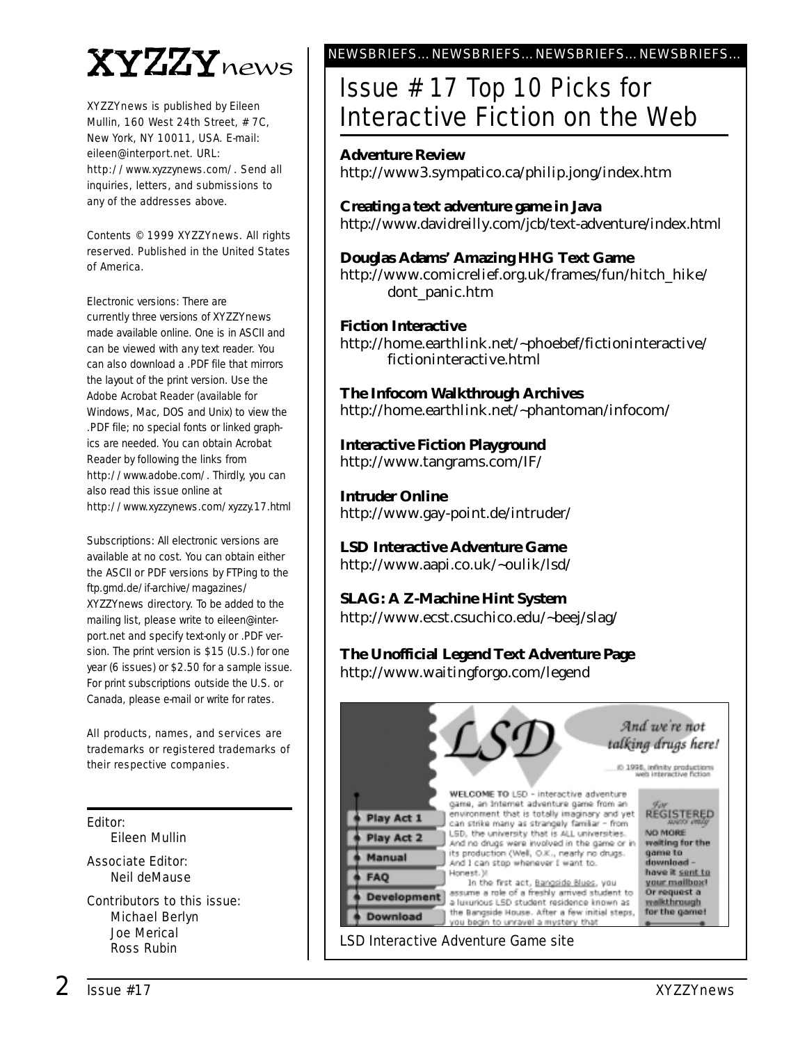# XYZZYnews

XYZZYnews is published by Eileen Mullin, 160 West 24th Street, # 7C, New York, NY 10011, USA. E-mail: eileen@interport.net. URL: http://www.xyzzynews.com/. Send all inquiries, letters, and submissions to any of the addresses above.

Contents © 1999 XYZZYnews. All rights reserved. Published in the United States of America.

Electronic versions: There are currently three versions of XYZZYnews made available online. One is in ASCII and can be viewed with any text reader. You can also download a .PDF file that mirrors the layout of the print version. Use the Adobe Acrobat Reader (available for Windows, Mac, DOS and Unix) to view the .PDF file; no special fonts or linked graphics are needed. You can obtain Acrobat Reader by following the links from http://www.adobe.com/. Thirdly, you can also read this issue online at http://www.xyzzynews.com/xyzzy.17.html

Subscriptions: All electronic versions are available at no cost. You can obtain either the ASCII or PDF versions by FTPing to the ftp.gmd.de/if-archive/magazines/XYZZYnews directory. To be added to the mailing list, please write to eileen@interport.net and specify text-only or .PDF version. The print version is $15 (U.S.) for one year (6 issues) or $2.50 for a sample issue. For print subscriptions outside the U.S. or Canada, please e-mail or write for rates.

All products, names, and services are trademarks or registered trademarks of their respective companies.

Editor:
Eileen Mullin

Associate Editor:
Neil deMause

Contributors to this issue:
Michael Berlyn
Joe Merical
Ross Rubin

NEWSBRIEFS... NEWSBRIEFS... NEWSBRIEFS... NEWSBRIEFS...

## Issue #17 Top 10 Picks for Interactive Fiction on the Web

**Adventure Review**
http://www3.sympatico.ca/philip.jong/index.htm

**Creating a text adventure game in Java**
http://www.davidreilly.com/jcb/text-adventure/index.html

**Douglas Adams' Amazing HHG Text Game**
http://www.comicrelief.org.uk/frames/fun/hitch_hike/dont_panic.htm

**Fiction Interactive**
http://home.earthlink.net/~phoebef/fictioninteractive/fictioninteractive.html

**The Infocom Walkthrough Archives**
http://home.earthlink.net/~phantoman/infocom/

**Interactive Fiction Playground**
http://www.tangrams.com/IF/

**Intruder Online**
http://www.gay-point.de/intruder/

**LSD Interactive Adventure Game**
http://www.aapi.co.uk/~oulik/lsd/

**SLAG: A Z-Machine Hint System**
http://www.ecst.csuchico.edu/~beej/slag/

**The Unofficial Legend Text Adventure Page**
http://www.waitingforgo.com/legend

LSD Interactive Adventure Game site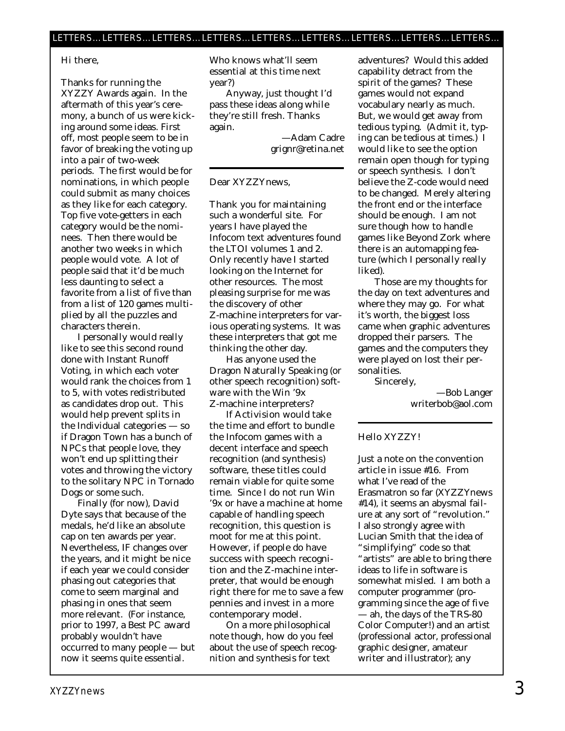## LETTERS... LETTERS... LETTERS... LETTERS... LETTERS... LETTERS... LETTERS... LETTERS... LETTERS...

Hi there,

Thanks for running the XYZZY Awards again. In the aftermath of this year's ceremony, a bunch of us were kicking around some ideas. First off, most people seem to be in favor of breaking the voting up into a pair of two-week periods. The first would be for nominations, in which people could submit as many choices as they like for each category. Top five vote-getters in each category would be the nominees. Then there would be another two weeks in which people would vote. A lot of people said that it'd be much less daunting to select a favorite from a list of five than from a list of 120 games multiplied by all the puzzles and characters therein.

I personally would really like to see this second round done with Instant Runoff Voting, in which each voter would rank the choices from 1 to 5, with votes redistributed as candidates drop out. This would help prevent splits in the Individual categories — so if Dragon Town has a bunch of NPCs that people love, they won't end up splitting their votes and throwing the victory to the solitary NPC in Tornado Dogs or some such.

Finally (for now), David Dyte says that because of the medals, he'd like an absolute cap on ten awards per year. Nevertheless, IF changes over the years, and it might be nice if each year we could consider phasing out categories that come to seem marginal and phasing in ones that seem more relevant. (For instance, prior to 1997, a Best PC award probably wouldn't have occurred to many people — but now it seems quite essential. Who knows what'll seem essential at this time next year?)

Anyway, just thought I'd pass these ideas along while they're still fresh. Thanks again.

—Adam Cadre
grignr@retina.net

---

Dear XYZZYnews,

Thank you for maintaining such a wonderful site. For years I have played the Infocom text adventures found the LTOI volumes 1 and 2. Only recently have I started looking on the Internet for other resources. The most pleasing surprise for me was the discovery of other Z-machine interpreters for various operating systems. It was these interpreters that got me thinking the other day.

Has anyone used the Dragon Naturally Speaking (or other speech recognition) software with the Win '9x Z-machine interpreters?

If Activision would take the time and effort to bundle the Infocom games with a decent interface and speech recognition (and synthesis) software, these titles could remain viable for quite some time. Since I do not run Win '9x or have a machine at home capable of handling speech recognition, this question is moot for me at this point. However, if people do have success with speech recognition and the Z-machine interpreter, that would be enough right there for me to save a few pennies and invest in a more contemporary model.

On a more philosophical note though, how do you feel about the use of speech recognition and synthesis for text adventures? Would this added capability detract from the spirit of the games? These games would not expand vocabulary nearly as much. But, we would get away from tedious typing. (Admit it, typing can be tedious at times.) I would like to see the option remain open though for typing or speech synthesis. I don't believe the Z-code would need to be changed. Merely altering the front end or the interface should be enough. I am not sure though how to handle games like Beyond Zork where there is an automapping feature (which I personally really liked).

Those are my thoughts for the day on text adventures and where they may go. For what it's worth, the biggest loss came when graphic adventures dropped their parsers. The games and the computers they were played on lost their personalities.

Sincerely,

—Bob Langer
writerbob@aol.com

---

Hello XYZZY!

Just a note on the convention article in issue #16. From what I've read of the Erasmatron so far (XYZZYnews #14), it seems an abysmal failure at any sort of "revolution." I also strongly agree with Lucian Smith that the idea of "simplifying" code so that "artists" are able to bring there ideas to life in software is somewhat misled. I am both a computer programmer (programming since the age of five — ah, the days of the TRS-80 Color Computer!) and an artist (professional actor, professional graphic designer, amateur writer and illustrator); any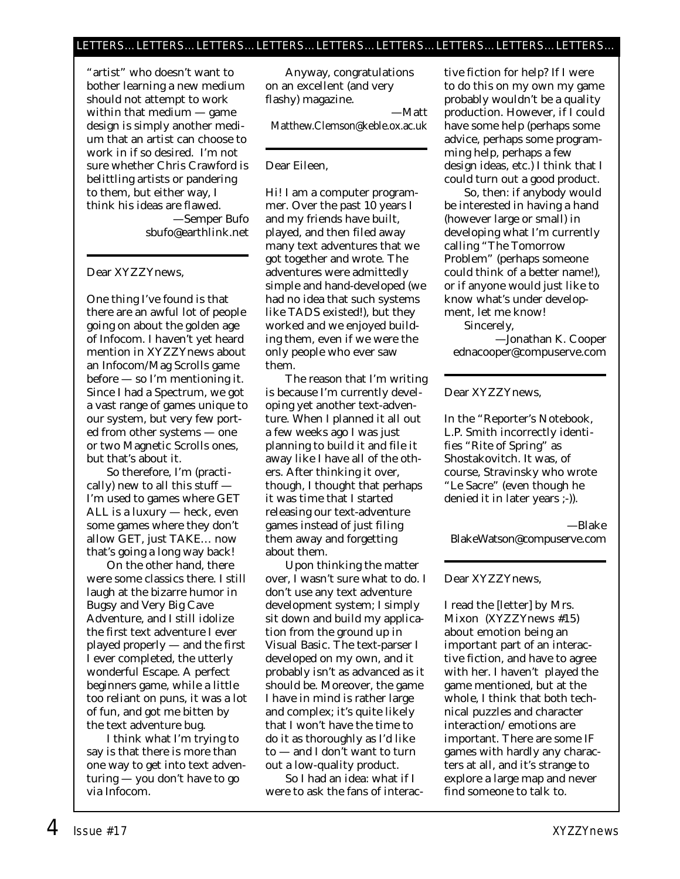"artist" who doesn't want to bother learning a new medium should not attempt to work within that medium — game design is simply another medium that an artist can choose to work in if so desired. I'm not sure whether Chris Crawford is belittling artists or pandering to them, but either way, I think his ideas are flawed.

—Semper Bufo
sbufo@earthlink.net

---

Dear XYZZYnews,

One thing I've found is that there are an awful lot of people going on about the golden age of Infocom. I haven't yet heard mention in XYZZYnews about an Infocom/Mag Scrolls game before — so I'm mentioning it. Since I had a Spectrum, we got a vast range of games unique to our system, but very few ported from other systems — one or two Magnetic Scrolls ones, but that's about it.

So therefore, I'm (practically) new to all this stuff — I'm used to games where GET ALL is a luxury — heck, even some games where they don't allow GET, just TAKE… now that's going a long way back!

On the other hand, there were some classics there. I still laugh at the bizarre humor in Bugsy and Very Big Cave Adventure, and I still idolize the first text adventure I ever played properly — and the first I ever completed, the utterly wonderful Escape. A perfect beginners game, while a little too reliant on puns, it was a lot of fun, and got me bitten by the text adventure bug.

I think what I'm trying to say is that there is more than one way to get into text adventuring — you don't have to go via Infocom.

Anyway, congratulations on an excellent (and very flashy) magazine.

—Matt
Matthew.Clemson@keble.ox.ac.uk

---

Dear Eileen,

Hi! I am a computer programmer. Over the past 10 years I and my friends have built, played, and then filed away many text adventures that we got together and wrote. The adventures were admittedly simple and hand-developed (we had no idea that such systems like TADS existed!), but they worked and we enjoyed building them, even if we were the only people who ever saw them.

The reason that I'm writing is because I'm currently developing yet another text-adventure. When I planned it all out a few weeks ago I was just planning to build it and file it away like I have all of the others. After thinking it over, though, I thought that perhaps it was time that I started releasing our text-adventure games instead of just filing them away and forgetting about them.

Upon thinking the matter over, I wasn't sure what to do. I don't use any text adventure development system; I simply sit down and build my application from the ground up in Visual Basic. The text-parser I developed on my own, and it probably isn't as advanced as it should be. Moreover, the game I have in mind is rather large and complex; it's quite likely that I won't have the time to do it as thoroughly as I'd like to — and I don't want to turn out a low-quality product.

So I had an idea: what if I were to ask the fans of interactive fiction for help? If I were to do this on my own my game probably wouldn't be a quality production. However, if I could have some help (perhaps some advice, perhaps some programming help, perhaps a few design ideas, etc.) I think that I could turn out a good product.

So, then: if anybody would be interested in having a hand (however large or small) in developing what I'm currently calling "The Tomorrow Problem" (perhaps someone could think of a better name!), or if anyone would just like to know what's under development, let me know!

Sincerely,

—Jonathan K. Cooper
ednacooper@compuserve.com

---

Dear XYZZYnews,

In the "Reporter's Notebook, L.P. Smith incorrectly identifies "Rite of Spring" as Shostakovitch. It was, of course, Stravinsky who wrote "Le Sacre" (even though he denied it in later years ;-)).

—Blake
BlakeWatson@compuserve.com

---

Dear XYZZYnews,

I read the [letter] by Mrs. Mixon (XYZZYnews #15) about emotion being an important part of an interactive fiction, and have to agree with her. I haven't played the game mentioned, but at the whole, I think that both technical puzzles and character interaction/emotions are important. There are some IF games with hardly any characters at all, and it's strange to explore a large map and never find someone to talk to.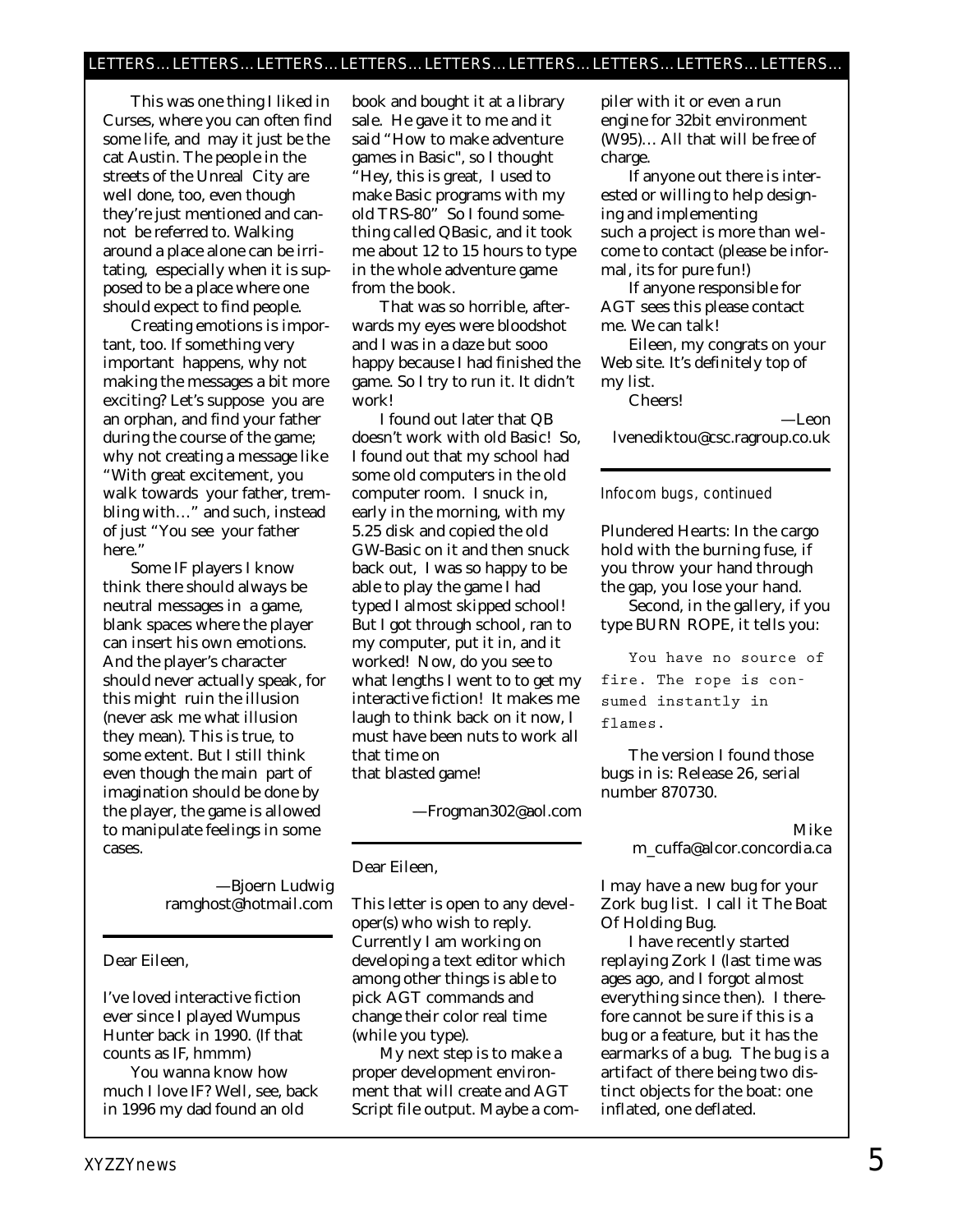This was one thing I liked in Curses, where you can often find some life, and may it just be the cat Austin. The people in the streets of the Unreal City are well done, too, even though they're just mentioned and cannot be referred to. Walking around a place alone can be irritating, especially when it is supposed to be a place where one should expect to find people.

Creating emotions is important, too. If something very important happens, why not making the messages a bit more exciting? Let's suppose you are an orphan, and find your father during the course of the game; why not creating a message like "With great excitement, you walk towards your father, trembling with…" and such, instead of just "You see your father here."

Some IF players I know think there should always be neutral messages in a game, blank spaces where the player can insert his own emotions. And the player's character should never actually speak, for this might ruin the illusion (never ask me what illusion they mean). This is true, to some extent. But I still think even though the main part of imagination should be done by the player, the game is allowed to manipulate feelings in some cases.

—Bjoern Ludwig
ramghost@hotmail.com

---

Dear Eileen,

I've loved interactive fiction ever since I played Wumpus Hunter back in 1990. (If that counts as IF, hmmm)

You wanna know how much I love IF? Well, see, back in 1996 my dad found an old book and bought it at a library sale. He gave it to me and it said "How to make adventure games in Basic", so I thought "Hey, this is great, I used to make Basic programs with my old TRS-80" So I found something called QBasic, and it took me about 12 to 15 hours to type in the whole adventure game from the book.

That was so horrible, afterwards my eyes were bloodshot and I was in a daze but sooo happy because I had finished the game. So I try to run it. It didn't work!

I found out later that QB doesn't work with old Basic! So, I found out that my school had some old computers in the old computer room. I snuck in, early in the morning, with my 5.25 disk and copied the old GW-Basic on it and then snuck back out, I was so happy to be able to play the game I had typed I almost skipped school! But I got through school, ran to my computer, put it in, and it worked! Now, do you see to what lengths I went to to get my interactive fiction! It makes me laugh to think back on it now, I must have been nuts to work all that time on
that blasted game!

—Frogman302@aol.com

---

Dear Eileen,

This letter is open to any developer(s) who wish to reply. Currently I am working on developing a text editor which among other things is able to pick AGT commands and change their color real time (while you type).

My next step is to make a proper development environment that will create and AGT Script file output. Maybe a compiler with it or even a run engine for 32bit environment (W95)… All that will be free of charge.

If anyone out there is interested or willing to help designing and implementing
such a project is more than welcome to contact (please be informal, its for pure fun!)

If anyone responsible for AGT sees this please contact me. We can talk!

Eileen, my congrats on your Web site. It's definitely top of my list.

Cheers!

—Leon
lvenediktou@csc.ragroup.co.uk

---

*Infocom bugs, continued*

Plundered Hearts: In the cargo hold with the burning fuse, if you throw your hand through the gap, you lose your hand.

Second, in the gallery, if you type BURN ROPE, it tells you:

```
You have no source of fire. The rope is consumed instantly in flames.
```

The version I found those bugs in is: Release 26, serial number 870730.

Mike
m_cuffa@alcor.concordia.ca

I may have a new bug for your Zork bug list. I call it The Boat Of Holding Bug.

I have recently started replaying Zork I (last time was ages ago, and I forgot almost everything since then). I therefore cannot be sure if this is a bug or a feature, but it has the earmarks of a bug. The bug is a artifact of there being two distinct objects for the boat: one inflated, one deflated.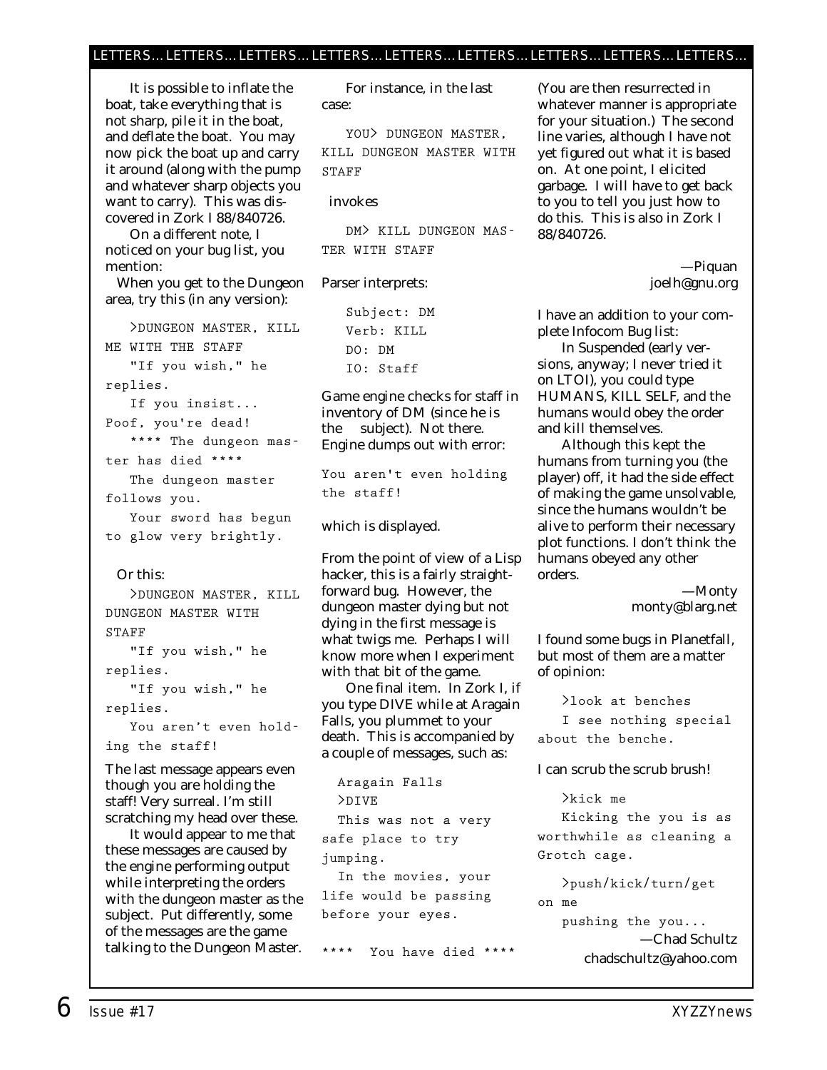LETTERS... LETTERS... LETTERS... LETTERS... LETTERS... LETTERS... LETTERS... LETTERS... LETTERS...

It is possible to inflate the boat, take everything that is not sharp, pile it in the boat, and deflate the boat. You may now pick the boat up and carry it around (along with the pump and whatever sharp objects you want to carry). This was discovered in Zork I 88/840726.

On a different note, I noticed on your bug list, you mention:

When you get to the Dungeon area, try this (in any version):

```
>DUNGEON MASTER, KILL ME WITH THE STAFF
"If you wish," he replies.
If you insist...
Poof, you're dead!
**** The dungeon master has died ****
The dungeon master follows you.
Your sword has begun to glow very brightly.
```

Or this:

```
>DUNGEON MASTER, KILL DUNGEON MASTER WITH STAFF
"If you wish," he replies.
"If you wish," he replies.
You aren't even holding the staff!
```

The last message appears even though you are holding the staff! Very surreal. I'm still scratching my head over these.

It would appear to me that these messages are caused by the engine performing output while interpreting the orders with the dungeon master as the subject. Put differently, some of the messages are the game talking to the Dungeon Master.

For instance, in the last case:

```
YOU> DUNGEON MASTER, KILL DUNGEON MASTER WITH STAFF
```

invokes

```
DM> KILL DUNGEON MASTER WITH STAFF
```

Parser interprets:

```
Subject: DM
Verb: KILL
DO: DM
IO: Staff
```

Game engine checks for staff in inventory of DM (since he is the subject). Not there. Engine dumps out with error:

```
You aren't even holding the staff!
```

which is displayed.

From the point of view of a Lisp hacker, this is a fairly straightforward bug. However, the dungeon master dying but not dying in the first message is what twigs me. Perhaps I will know more when I experiment with that bit of the game.

One final item. In Zork I, if you type DIVE while at Aragain Falls, you plummet to your death. This is accompanied by a couple of messages, such as:

```
Aragain Falls
>DIVE
This was not a very safe place to try jumping.
In the movies, your life would be passing before your eyes.

****  You have died ****
```

(You are then resurrected in whatever manner is appropriate for your situation.) The second line varies, although I have not yet figured out what it is based on. At one point, I elicited garbage. I will have to get back to you to tell you just how to do this. This is also in Zork I 88/840726.

—Piquan
joelh@gnu.org

I have an addition to your complete Infocom Bug list:

In Suspended (early versions, anyway; I never tried it on LTOI), you could type HUMANS, KILL SELF, and the humans would obey the order and kill themselves.

Although this kept the humans from turning you (the player) off, it had the side effect of making the game unsolvable, since the humans wouldn't be alive to perform their necessary plot functions. I don't think the humans obeyed any other orders.

—Monty
monty@blarg.net

I found some bugs in Planetfall, but most of them are a matter of opinion:

```
>look at benches
I see nothing special about the benche.
```

I can scrub the scrub brush!

```
>kick me
Kicking the you is as worthwhile as cleaning a Grotch cage.

>push/kick/turn/get on me
pushing the you...
```

—Chad Schultz
chadschultz@yahoo.com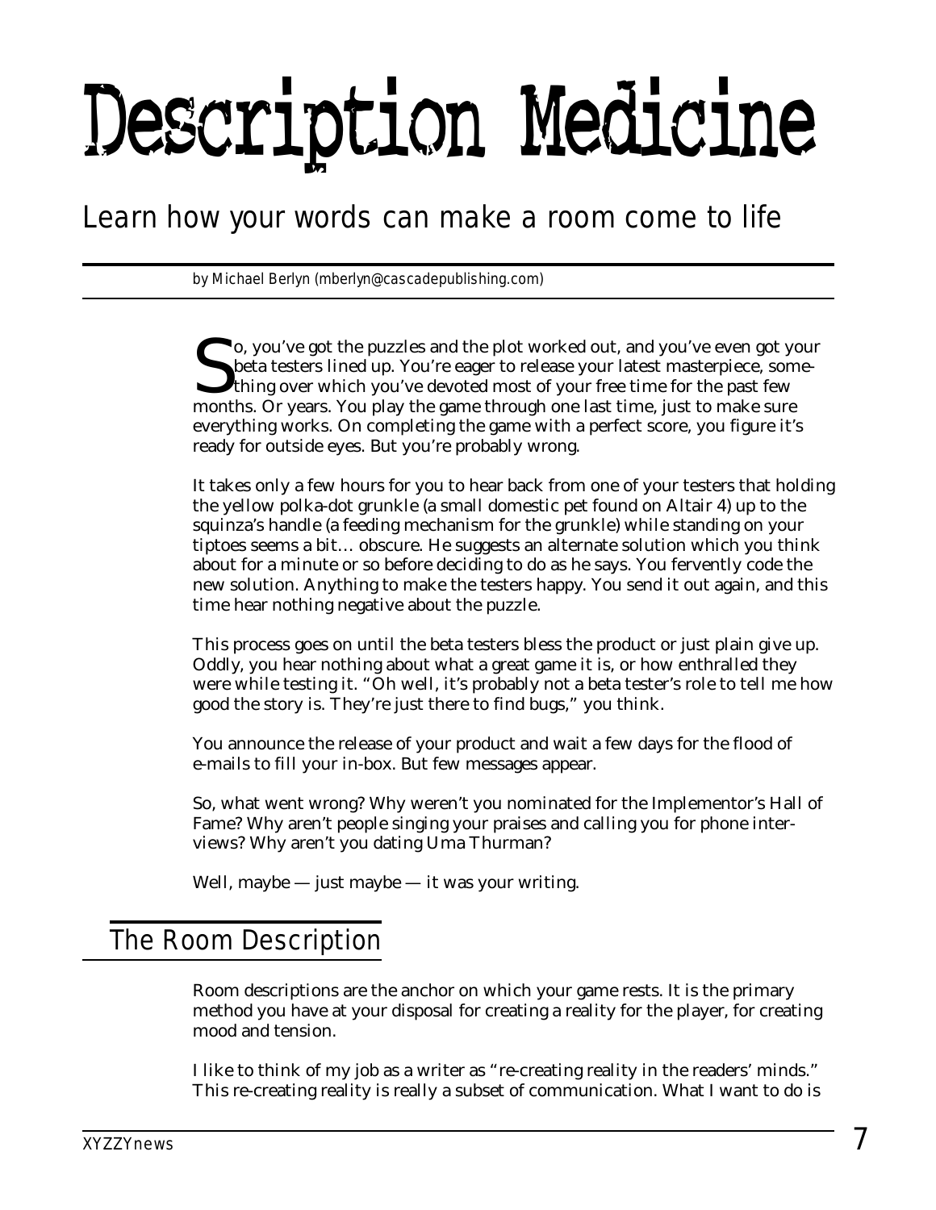# Description Medicine

## Learn how your words can make a room come to life

by Michael Berlyn (mberlyn@cascadepublishing.com)

So, you've got the puzzles and the plot worked out, and you've even got your beta testers lined up. You're eager to release your latest masterpiece, something over which you've devoted most of your free time for the past few months. Or years. You play the game through one last time, just to make sure everything works. On completing the game with a perfect score, you figure it's ready for outside eyes. But you're probably wrong.

It takes only a few hours for you to hear back from one of your testers that holding the yellow polka-dot grunkle (a small domestic pet found on Altair 4) up to the squinza's handle (a feeding mechanism for the grunkle) while standing on your tiptoes seems a bit… obscure. He suggests an alternate solution which you think about for a minute or so before deciding to do as he says. You fervently code the new solution. Anything to make the testers happy. You send it out again, and this time hear nothing negative about the puzzle.

This process goes on until the beta testers bless the product or just plain give up. Oddly, you hear nothing about what a great game it is, or how enthralled they were while testing it. "Oh well, it's probably not a beta tester's role to tell me how good the story is. They're just there to find bugs," you think.

You announce the release of your product and wait a few days for the flood of e-mails to fill your in-box. But few messages appear.

So, what went wrong? Why weren't you nominated for the Implementor's Hall of Fame? Why aren't people singing your praises and calling you for phone interviews? Why aren't you dating Uma Thurman?

Well, maybe — just maybe — it was your writing.

## The Room Description

Room descriptions are the anchor on which your game rests. It is the primary method you have at your disposal for creating a reality for the player, for creating mood and tension.

I like to think of my job as a writer as "re-creating reality in the readers' minds." This re-creating reality is really a subset of communication. What I want to do is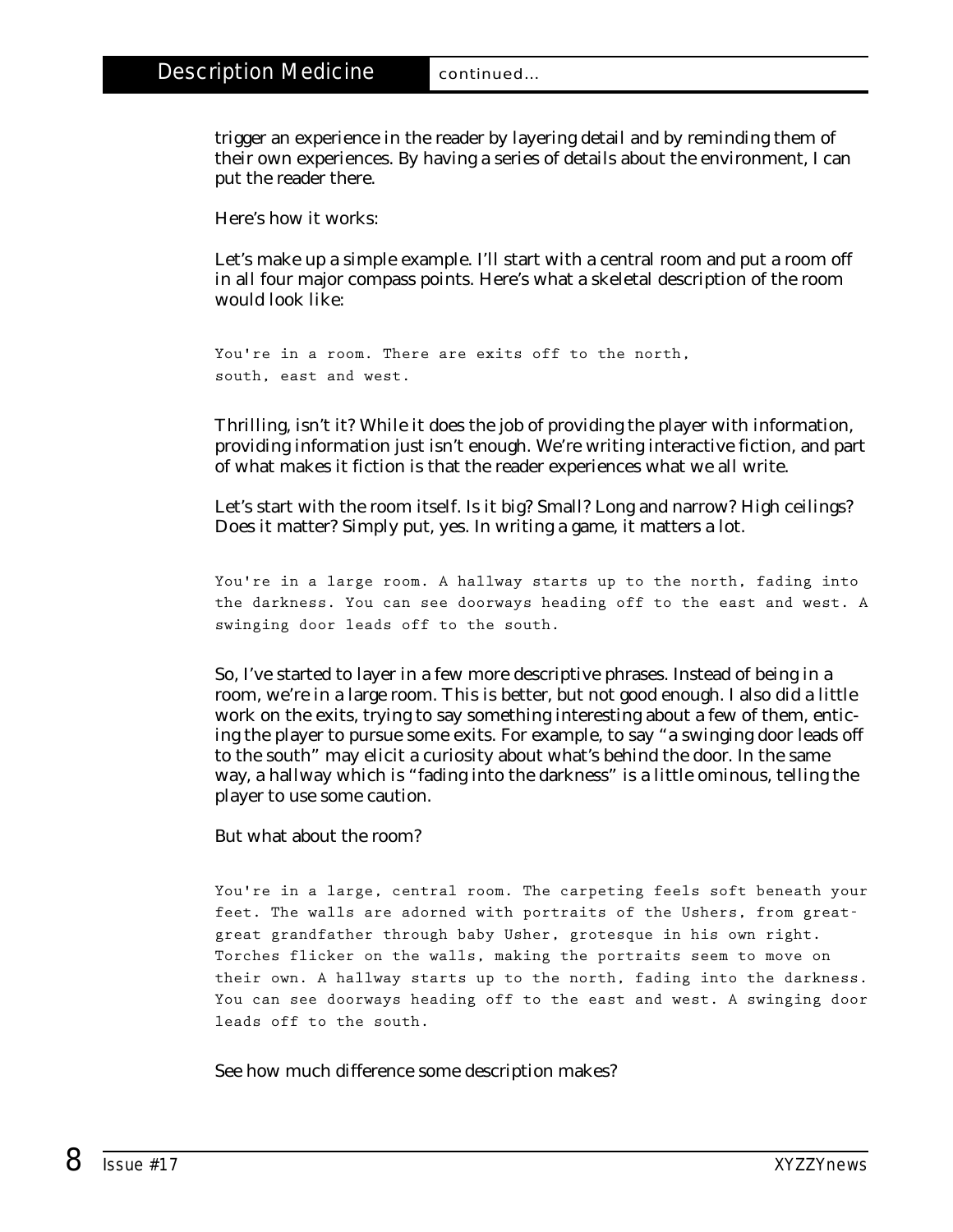trigger an experience in the reader by layering detail and by reminding them of their own experiences. By having a series of details about the environment, I can put the reader there.

Here's how it works:

Let's make up a simple example. I'll start with a central room and put a room off in all four major compass points. Here's what a skeletal description of the room would look like:

```
You're in a room. There are exits off to the north,
south, east and west.
```

Thrilling, isn't it? While it does the job of providing the player with information, providing information just isn't enough. We're writing interactive fiction, and part of what makes it fiction is that the reader experiences what we all write.

Let's start with the room itself. Is it big? Small? Long and narrow? High ceilings? Does it matter? Simply put, yes. In writing a game, it matters a lot.

```
You're in a large room. A hallway starts up to the north, fading into
the darkness. You can see doorways heading off to the east and west. A
swinging door leads off to the south.
```

So, I've started to layer in a few more descriptive phrases. Instead of being in a room, we're in a large room. This is better, but not good enough. I also did a little work on the exits, trying to say something interesting about a few of them, enticing the player to pursue some exits. For example, to say "a swinging door leads off to the south" may elicit a curiosity about what's behind the door. In the same way, a hallway which is "fading into the darkness" is a little ominous, telling the player to use some caution.

But what about the room?

```
You're in a large, central room. The carpeting feels soft beneath your
feet. The walls are adorned with portraits of the Ushers, from great-
great grandfather through baby Usher, grotesque in his own right.
Torches flicker on the walls, making the portraits seem to move on
their own. A hallway starts up to the north, fading into the darkness.
You can see doorways heading off to the east and west. A swinging door
leads off to the south.
```

See how much difference some description makes?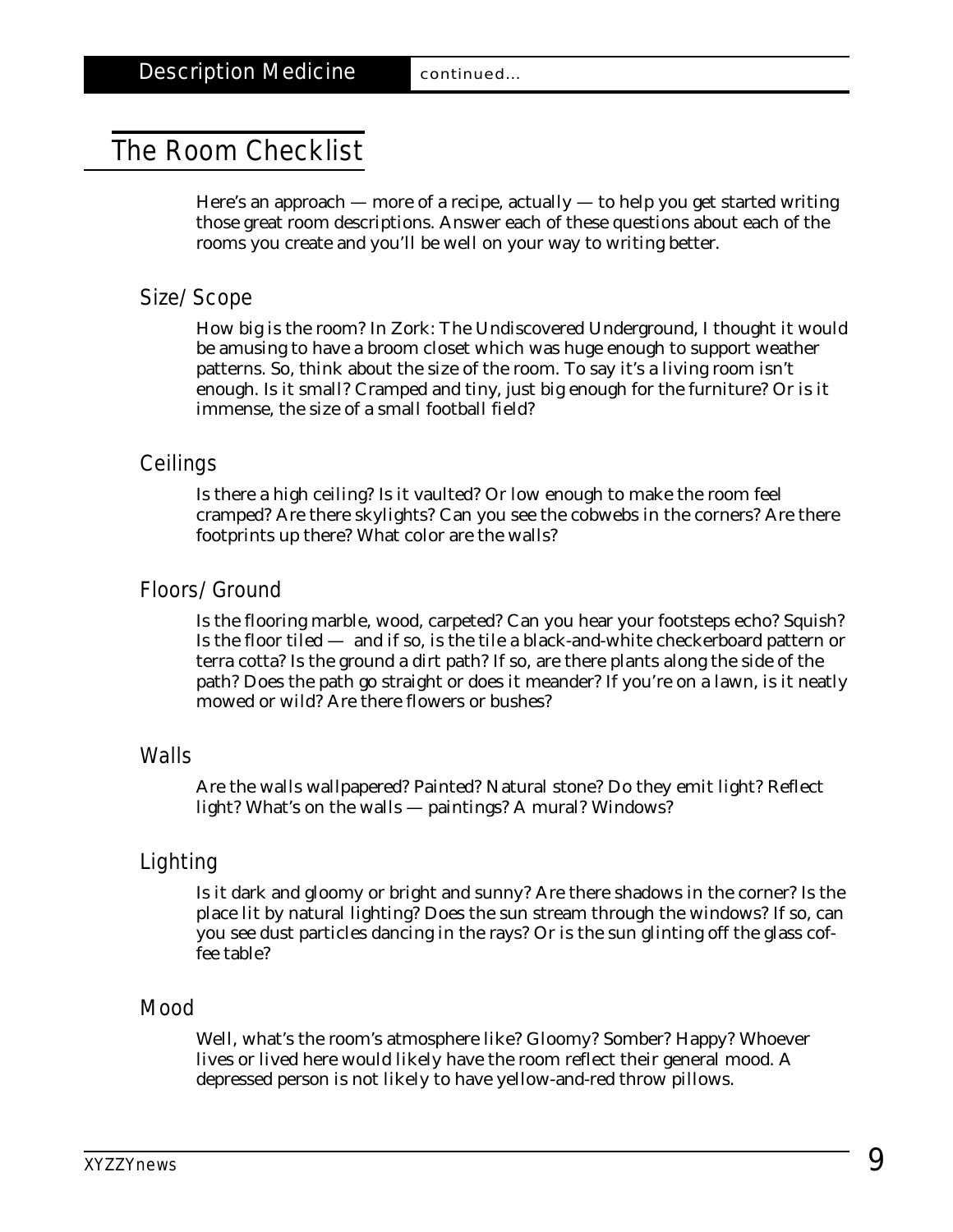Description Medicine continued...

## The Room Checklist

Here's an approach — more of a recipe, actually — to help you get started writing those great room descriptions. Answer each of these questions about each of the rooms you create and you'll be well on your way to writing better.

### Size/Scope

How big is the room? In Zork: The Undiscovered Underground, I thought it would be amusing to have a broom closet which was huge enough to support weather patterns. So, think about the size of the room. To say it's a living room isn't enough. Is it small? Cramped and tiny, just big enough for the furniture? Or is it immense, the size of a small football field?

### Ceilings

Is there a high ceiling? Is it vaulted? Or low enough to make the room feel cramped? Are there skylights? Can you see the cobwebs in the corners? Are there footprints up there? What color are the walls?

### Floors/Ground

Is the flooring marble, wood, carpeted? Can you hear your footsteps echo? Squish? Is the floor tiled — and if so, is the tile a black-and-white checkerboard pattern or terra cotta? Is the ground a dirt path? If so, are there plants along the side of the path? Does the path go straight or does it meander? If you're on a lawn, is it neatly mowed or wild? Are there flowers or bushes?

### Walls

Are the walls wallpapered? Painted? Natural stone? Do they emit light? Reflect light? What's on the walls — paintings? A mural? Windows?

### Lighting

Is it dark and gloomy or bright and sunny? Are there shadows in the corner? Is the place lit by natural lighting? Does the sun stream through the windows? If so, can you see dust particles dancing in the rays? Or is the sun glinting off the glass coffee table?

### Mood

Well, what's the room's atmosphere like? Gloomy? Somber? Happy? Whoever lives or lived here would likely have the room reflect their general mood. A depressed person is not likely to have yellow-and-red throw pillows.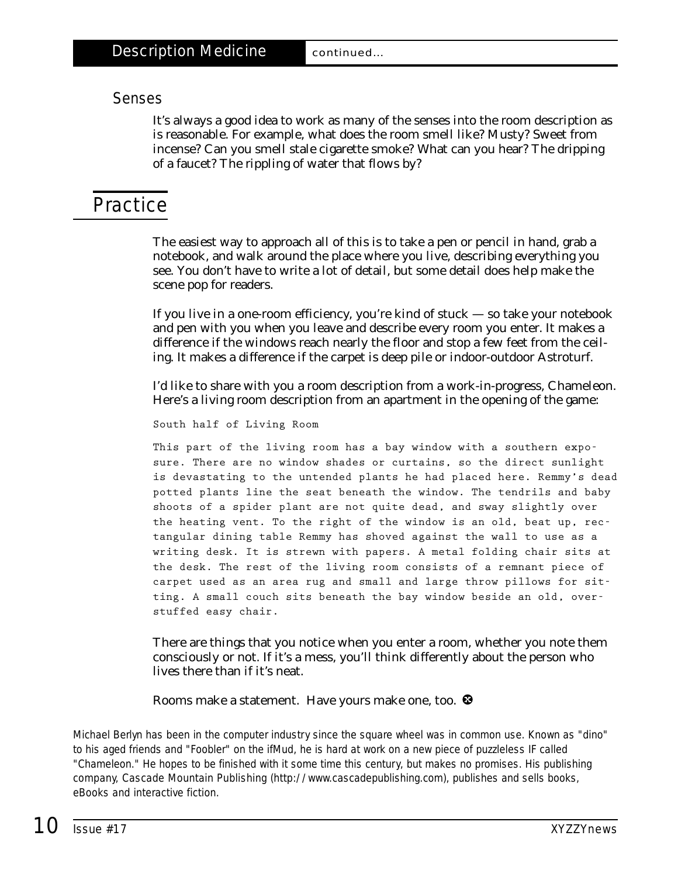## Description Medicine continued...

### Senses

It's always a good idea to work as many of the senses into the room description as is reasonable. For example, what does the room smell like? Musty? Sweet from incense? Can you smell stale cigarette smoke? What can you hear? The dripping of a faucet? The rippling of water that flows by?

## Practice

The easiest way to approach all of this is to take a pen or pencil in hand, grab a notebook, and walk around the place where you live, describing everything you see. You don't have to write a lot of detail, but some detail does help make the scene pop for readers.

If you live in a one-room efficiency, you're kind of stuck — so take your notebook and pen with you when you leave and describe every room you enter. It makes a difference if the windows reach nearly the floor and stop a few feet from the ceiling. It makes a difference if the carpet is deep pile or indoor-outdoor Astroturf.

I'd like to share with you a room description from a work-in-progress, Chameleon. Here's a living room description from an apartment in the opening of the game:

```
South half of Living Room

This part of the living room has a bay window with a southern exposure. There are no window shades or curtains, so the direct sunlight is devastating to the untended plants he had placed here. Remmy's dead potted plants line the seat beneath the window. The tendrils and baby shoots of a spider plant are not quite dead, and sway slightly over the heating vent. To the right of the window is an old, beat up, rectangular dining table Remmy has shoved against the wall to use as a writing desk. It is strewn with papers. A metal folding chair sits at the desk. The rest of the living room consists of a remnant piece of carpet used as an area rug and small and large throw pillows for sitting. A small couch sits beneath the bay window beside an old, overstuffed easy chair.
```

There are things that you notice when you enter a room, whether you note them consciously or not. If it's a mess, you'll think differently about the person who lives there than if it's neat.

Rooms make a statement. Have yours make one, too. ❂

*Michael Berlyn has been in the computer industry since the square wheel was in common use. Known as "dino" to his aged friends and "Foobler" on the ifMud, he is hard at work on a new piece of puzzleless IF called "Chameleon." He hopes to be finished with it some time this century, but makes no promises. His publishing company, Cascade Mountain Publishing (http://www.cascadepublishing.com), publishes and sells books, eBooks and interactive fiction.*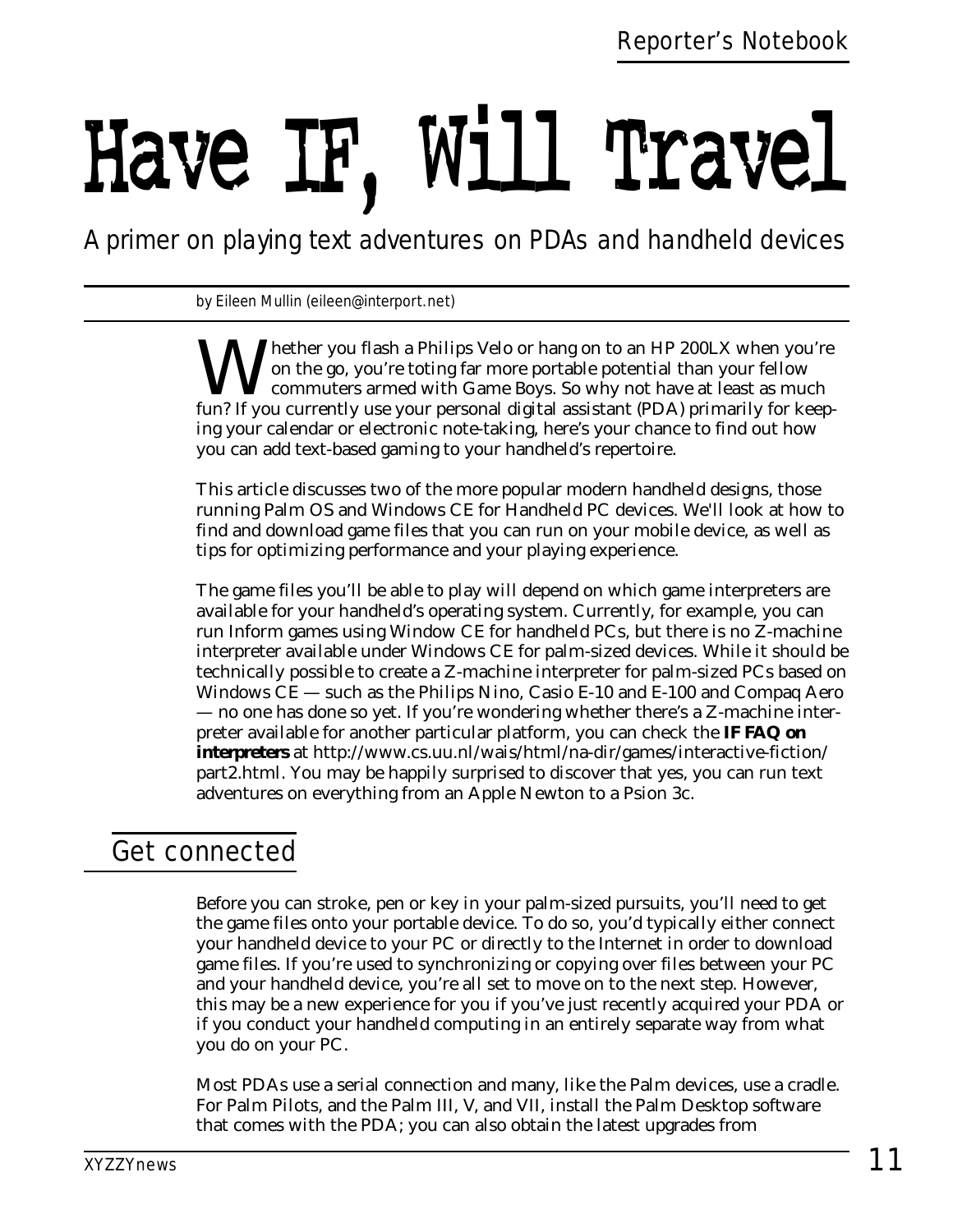# Have IF, Will Travel

*A primer on playing text adventures on PDAs and handheld devices*

by Eileen Mullin (eileen@interport.net)

Whether you flash a Philips Velo or hang on to an HP 200LX when you're on the go, you're toting far more portable potential than your fellow commuters armed with Game Boys. So why not have at least as much fun? If you currently use your personal digital assistant (PDA) primarily for keeping your calendar or electronic note-taking, here's your chance to find out how you can add text-based gaming to your handheld's repertoire.

This article discusses two of the more popular modern handheld designs, those running Palm OS and Windows CE for Handheld PC devices. We'll look at how to find and download game files that you can run on your mobile device, as well as tips for optimizing performance and your playing experience.

The game files you'll be able to play will depend on which game interpreters are available for your handheld's operating system. Currently, for example, you can run Inform games using Window CE for handheld PCs, but there is no Z-machine interpreter available under Windows CE for palm-sized devices. While it should be technically possible to create a Z-machine interpreter for palm-sized PCs based on Windows CE — such as the Philips Nino, Casio E-10 and E-100 and Compaq Aero — no one has done so yet. If you're wondering whether there's a Z-machine interpreter available for another particular platform, you can check the **IF FAQ on interpreters** at http://www.cs.uu.nl/wais/html/na-dir/games/interactive-fiction/part2.html. You may be happily surprised to discover that yes, you can run text adventures on everything from an Apple Newton to a Psion 3c.

## Get connected

Before you can stroke, pen or key in your palm-sized pursuits, you'll need to get the game files onto your portable device. To do so, you'd typically either connect your handheld device to your PC or directly to the Internet in order to download game files. If you're used to synchronizing or copying over files between your PC and your handheld device, you're all set to move on to the next step. However, this may be a new experience for you if you've just recently acquired your PDA or if you conduct your handheld computing in an entirely separate way from what you do on your PC.

Most PDAs use a serial connection and many, like the Palm devices, use a cradle. For Palm Pilots, and the Palm III, V, and VII, install the Palm Desktop software that comes with the PDA; you can also obtain the latest upgrades from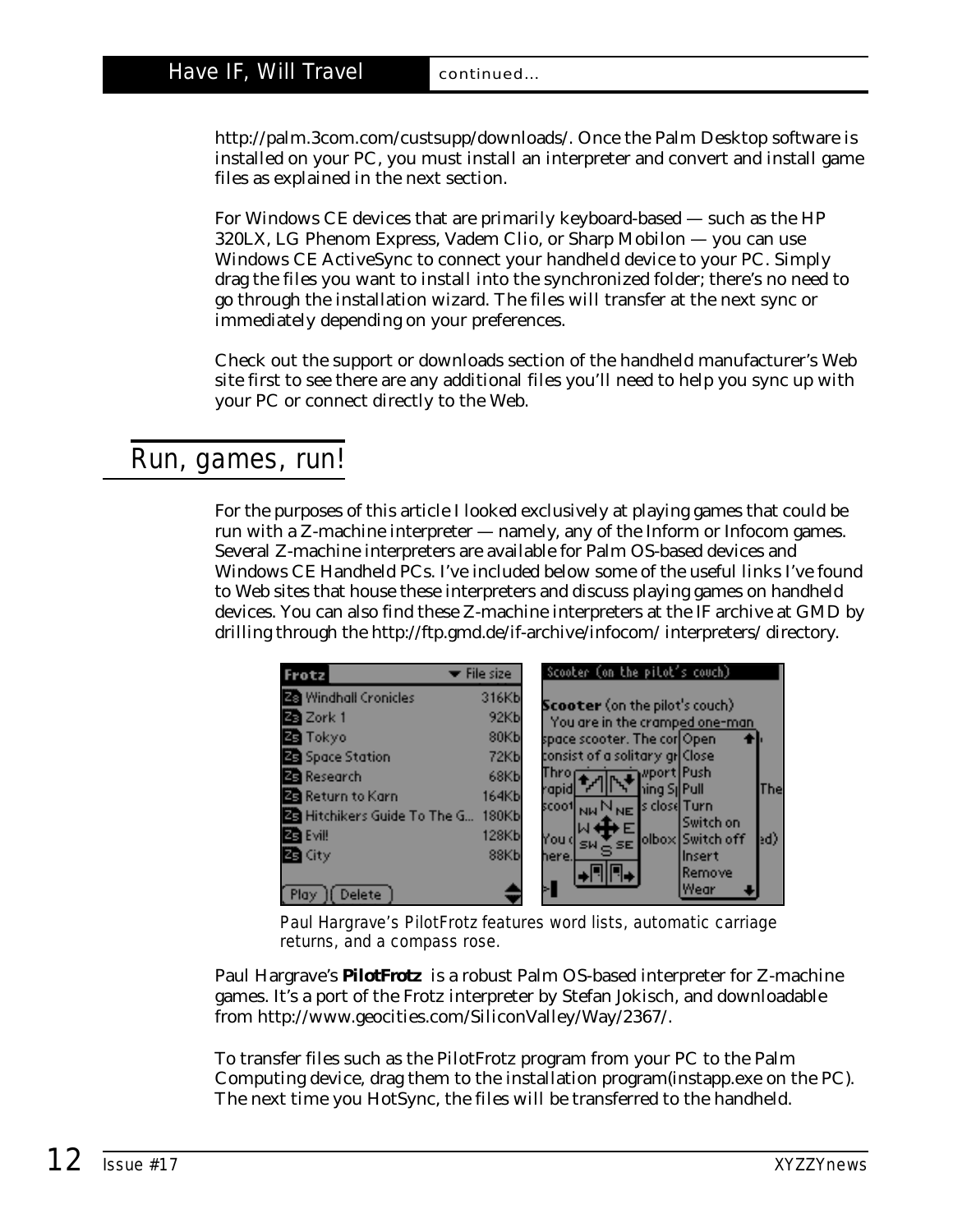http://palm.3com.com/custsupp/downloads/. Once the Palm Desktop software is installed on your PC, you must install an interpreter and convert and install game files as explained in the next section.

For Windows CE devices that are primarily keyboard-based — such as the HP 320LX, LG Phenom Express, Vadem Clio, or Sharp Mobilon — you can use Windows CE ActiveSync to connect your handheld device to your PC. Simply drag the files you want to install into the synchronized folder; there's no need to go through the installation wizard. The files will transfer at the next sync or immediately depending on your preferences.

Check out the support or downloads section of the handheld manufacturer's Web site first to see there are any additional files you'll need to help you sync up with your PC or connect directly to the Web.

## Run, games, run!

For the purposes of this article I looked exclusively at playing games that could be run with a Z-machine interpreter — namely, any of the Inform or Infocom games. Several Z-machine interpreters are available for Palm OS-based devices and Windows CE Handheld PCs. I've included below some of the useful links I've found to Web sites that house these interpreters and discuss playing games on handheld devices. You can also find these Z-machine interpreters at the IF archive at GMD by drilling through the http://ftp.gmd.de/if-archive/infocom/ interpreters/ directory.

*Paul Hargrave's PilotFrotz features word lists, automatic carriage returns, and a compass rose.*

Paul Hargrave's **PilotFrotz** is a robust Palm OS-based interpreter for Z-machine games. It's a port of the Frotz interpreter by Stefan Jokisch, and downloadable from http://www.geocities.com/SiliconValley/Way/2367/.

To transfer files such as the PilotFrotz program from your PC to the Palm Computing device, drag them to the installation program(instapp.exe on the PC). The next time you HotSync, the files will be transferred to the handheld.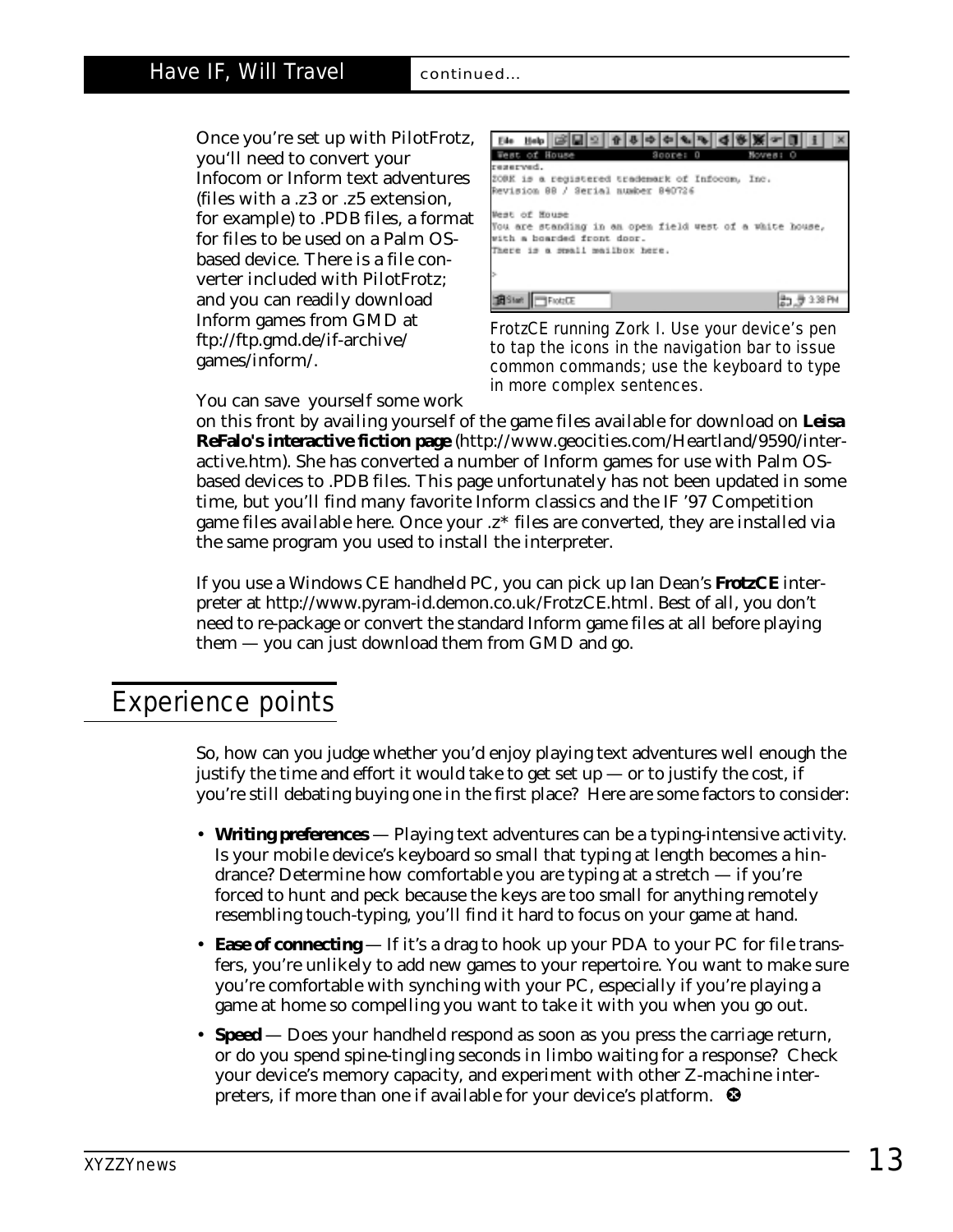Once you're set up with PilotFrotz, you'll need to convert your Infocom or Inform text adventures (files with a .z3 or .z5 extension, for example) to .PDB files, a format for files to be used on a Palm OS-based device. There is a file converter included with PilotFrotz; and you can readily download Inform games from GMD at ftp://ftp.gmd.de/if-archive/games/inform/.

*FrotzCE running Zork I. Use your device's pen to tap the icons in the navigation bar to issue common commands; use the keyboard to type in more complex sentences.*

You can save yourself some work on this front by availing yourself of the game files available for download on **Leisa ReFalo's interactive fiction page** (http://www.geocities.com/Heartland/9590/interactive.htm). She has converted a number of Inform games for use with Palm OS-based devices to .PDB files. This page unfortunately has not been updated in some time, but you'll find many favorite Inform classics and the IF '97 Competition game files available here. Once your .z* files are converted, they are installed via the same program you used to install the interpreter.

If you use a Windows CE handheld PC, you can pick up Ian Dean's **FrotzCE** interpreter at http://www.pyram-id.demon.co.uk/FrotzCE.html. Best of all, you don't need to re-package or convert the standard Inform game files at all before playing them — you can just download them from GMD and go.

## Experience points

So, how can you judge whether you'd enjoy playing text adventures well enough the justify the time and effort it would take to get set up — or to justify the cost, if you're still debating buying one in the first place? Here are some factors to consider:

- **Writing preferences** — Playing text adventures can be a typing-intensive activity. Is your mobile device's keyboard so small that typing at length becomes a hindrance? Determine how comfortable you are typing at a stretch — if you're forced to hunt and peck because the keys are too small for anything remotely resembling touch-typing, you'll find it hard to focus on your game at hand.
- **Ease of connecting** — If it's a drag to hook up your PDA to your PC for file transfers, you're unlikely to add new games to your repertoire. You want to make sure you're comfortable with synching with your PC, especially if you're playing a game at home so compelling you want to take it with you when you go out.
- **Speed** — Does your handheld respond as soon as you press the carriage return, or do you spend spine-tingling seconds in limbo waiting for a response? Check your device's memory capacity, and experiment with other Z-machine interpreters, if more than one if available for your device's platform.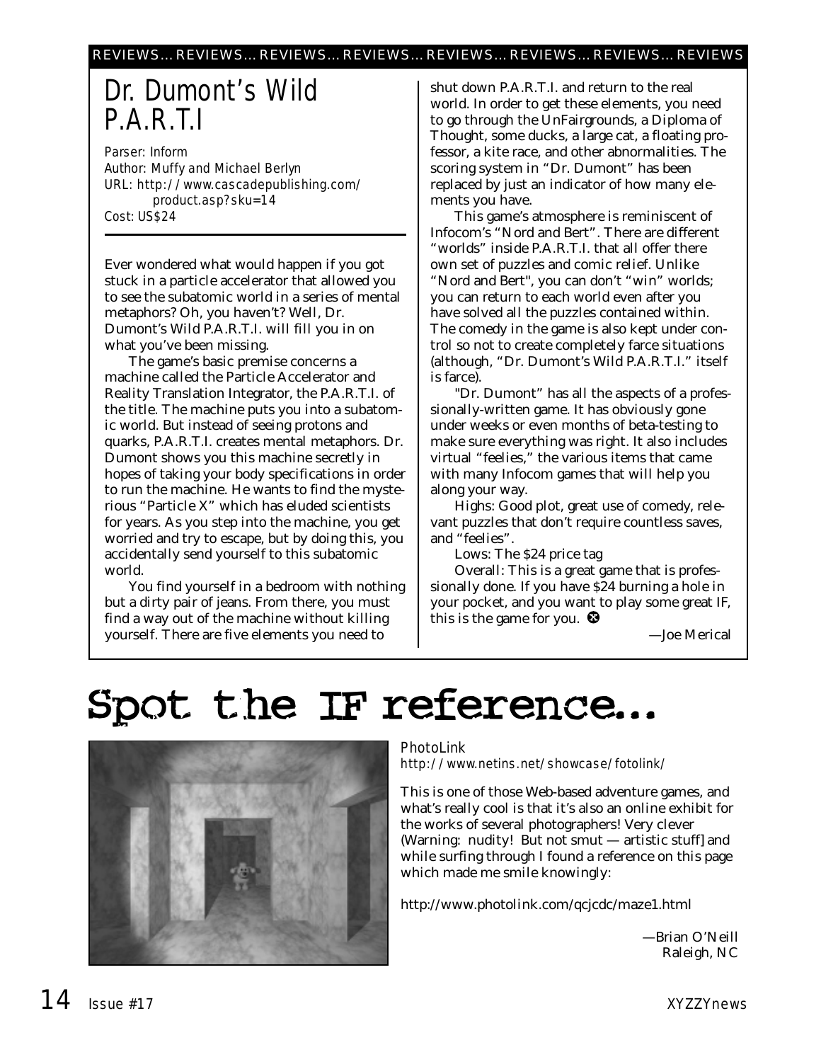# Dr. Dumont's Wild P.A.R.T.I

*Parser: Inform*
*Author: Muffy and Michael Berlyn*
*URL: http://www.cascadepublishing.com/product.asp?sku=14*
*Cost: US$24*

Ever wondered what would happen if you got stuck in a particle accelerator that allowed you to see the subatomic world in a series of mental metaphors? Oh, you haven't? Well, Dr. Dumont's Wild P.A.R.T.I. will fill you in on what you've been missing.

The game's basic premise concerns a machine called the Particle Accelerator and Reality Translation Integrator, the P.A.R.T.I. of the title. The machine puts you into a subatomic world. But instead of seeing protons and quarks, P.A.R.T.I. creates mental metaphors. Dr. Dumont shows you this machine secretly in hopes of taking your body specifications in order to run the machine. He wants to find the mysterious "Particle X" which has eluded scientists for years. As you step into the machine, you get worried and try to escape, but by doing this, you accidentally send yourself to this subatomic world.

You find yourself in a bedroom with nothing but a dirty pair of jeans. From there, you must find a way out of the machine without killing yourself. There are five elements you need to shut down P.A.R.T.I. and return to the real world. In order to get these elements, you need to go through the UnFairgrounds, a Diploma of Thought, some ducks, a large cat, a floating professor, a kite race, and other abnormalities. The scoring system in "Dr. Dumont" has been replaced by just an indicator of how many elements you have.

This game's atmosphere is reminiscent of Infocom's "Nord and Bert". There are different "worlds" inside P.A.R.T.I. that all offer there own set of puzzles and comic relief. Unlike "Nord and Bert", you can don't "win" worlds; you can return to each world even after you have solved all the puzzles contained within. The comedy in the game is also kept under control so not to create completely farce situations (although, "Dr. Dumont's Wild P.A.R.T.I." itself is farce).

"Dr. Dumont" has all the aspects of a professionally-written game. It has obviously gone under weeks or even months of beta-testing to make sure everything was right. It also includes virtual "feelies," the various items that came with many Infocom games that will help you along your way.

Highs: Good plot, great use of comedy, relevant puzzles that don't require countless saves, and "feelies".

Lows: The $24 price tag

Overall: This is a great game that is professionally done. If you have $24 burning a hole in your pocket, and you want to play some great IF, this is the game for you. ❸

—Joe Merical

# Spot the IF reference...

*PhotoLink*
*http://www.netins.net/showcase/fotolink/*

This is one of those Web-based adventure games, and what's really cool is that it's also an online exhibit for the works of several photographers! Very clever (Warning: nudity! But not smut — artistic stuff] and while surfing through I found a reference on this page which made me smile knowingly:

http://www.photolink.com/qcjcdc/maze1.html

—Brian O'Neill
Raleigh, NC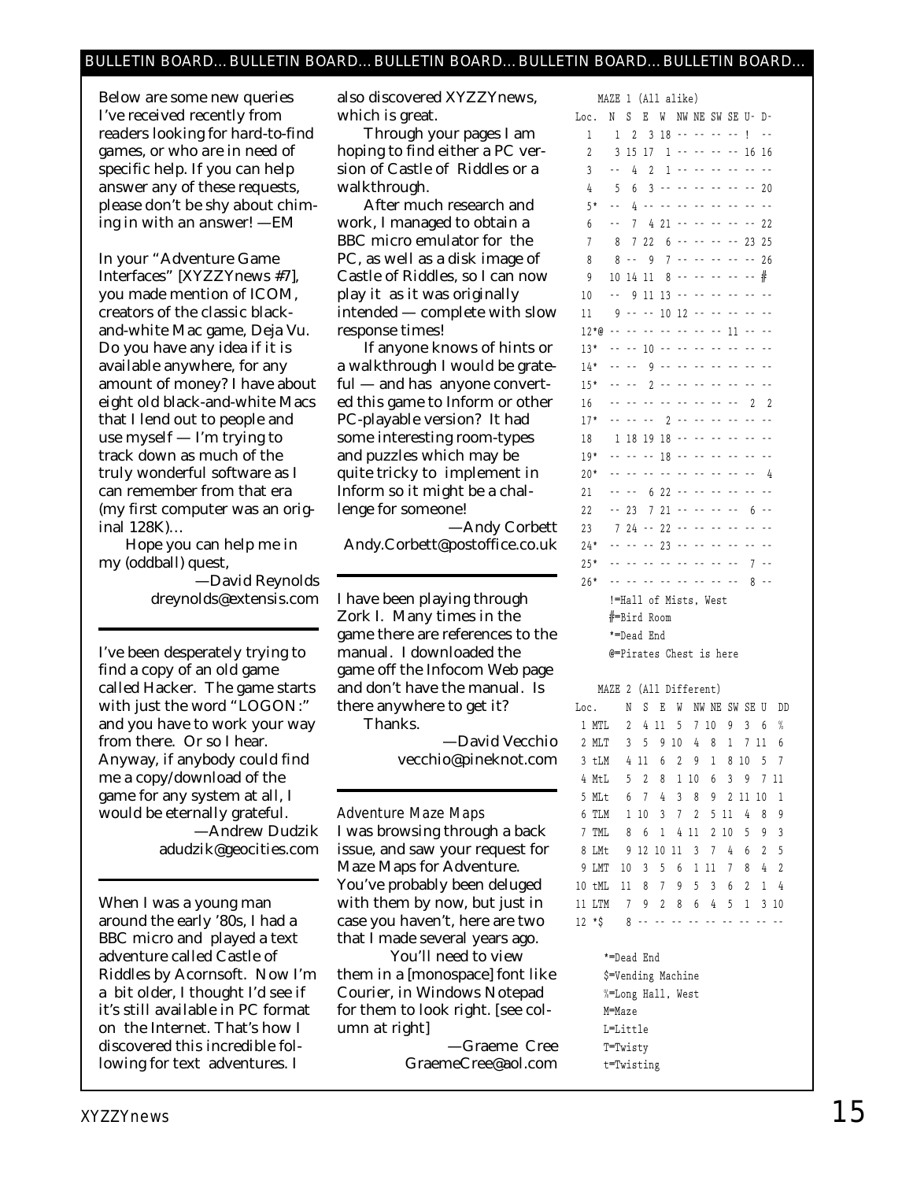BULLETIN BOARD... BULLETIN BOARD... BULLETIN BOARD... BULLETIN BOARD... BULLETIN BOARD...

Below are some new queries I've received recently from readers looking for hard-to-find games, or who are in need of specific help. If you can help answer any of these requests, please don't be shy about chiming in with an answer! —EM

In your "Adventure Game Interfaces" [XYZZYnews #7], you made mention of ICOM, creators of the classic black-and-white Mac game, Deja Vu. Do you have any idea if it is available anywhere, for any amount of money? I have about eight old black-and-white Macs that I lend out to people and use myself — I'm trying to track down as much of the truly wonderful software as I can remember from that era (my first computer was an original 128K)...

Hope you can help me in my (oddball) quest,

—David Reynolds
dreynolds@extensis.com

---

I've been desperately trying to find a copy of an old game called Hacker. The game starts with just the word "LOGON:" and you have to work your way from there. Or so I hear. Anyway, if anybody could find me a copy/download of the game for any system at all, I would be eternally grateful.

—Andrew Dudzik
adudzik@geocities.com

---

When I was a young man around the early '80s, I had a BBC micro and played a text adventure called Castle of Riddles by Acornsoft. Now I'm a bit older, I thought I'd see if it's still available in PC format on the Internet. That's how I discovered this incredible following for text adventures. I also discovered XYZZYnews, which is great.

Through your pages I am hoping to find either a PC version of Castle of Riddles or a walkthrough.

After much research and work, I managed to obtain a BBC micro emulator for the PC, as well as a disk image of Castle of Riddles, so I can now play it as it was originally intended — complete with slow response times!

If anyone knows of hints or a walkthrough I would be grateful — and has anyone converted this game to Inform or other PC-playable version? It had some interesting room-types and puzzles which may be quite tricky to implement in Inform so it might be a challenge for someone!

—Andy Corbett
Andy.Corbett@postoffice.co.uk

---

I have been playing through Zork I. Many times in the game there are references to the manual. I downloaded the game off the Infocom Web page and don't have the manual. Is there anywhere to get it?

Thanks.

—David Vecchio
vecchio@pineknot.com

---

*Adventure Maze Maps*

I was browsing through a back issue, and saw your request for Maze Maps for Adventure. You've probably been deluged with them by now, but just in case you haven't, here are two that I made several years ago.

You'll need to view them in a [monospace] font like Courier, in Windows Notepad for them to look right. [see column at right]

—Graeme Cree
GraemeCree@aol.com

```
     MAZE 1 (All alike)
Loc.  N  S  E  W  NW NE SW SE U- D-
 1    1  2  3 18 -- -- -- --  ! --
 2    3 15 17  1 -- -- -- -- 16 16
 3   --  4  2  1 -- -- -- -- -- --
 4    5  6  3 -- -- -- -- -- -- 20
 5*  --  4 -- -- -- -- -- -- -- --
 6   --  7  4 21 -- -- -- -- -- 22
 7    8  7 22  6 -- -- -- -- 23 25
 8    8 --  9  7 -- -- -- -- -- 26
 9   10 14 11  8 -- -- -- -- --  #
10   --  9 11 13 -- -- -- -- -- --
11    9 -- -- 10 12 -- -- -- -- --
12*@ -- -- -- -- -- -- -- 11 -- --
13*  -- -- 10 -- -- -- -- -- -- --
14*  -- --  9 -- -- -- -- -- -- --
15*  -- --  2 -- -- -- -- -- -- --
16   -- -- -- -- -- -- -- --  2  2
17*  -- -- --  2 -- -- -- -- -- --
18    1 18 19 18 -- -- -- -- -- --
19*  -- -- -- 18 -- -- -- -- -- --
20*  -- -- -- -- -- -- -- -- --  4
21   -- --  6 22 -- -- -- -- -- --
22   -- 23  7 21 -- -- -- -- 6 --
23    7 24 -- 22 -- -- -- -- -- --
24*  -- -- -- 23 -- -- -- -- -- --
25*  -- -- -- -- -- -- -- --  7 --
26*  -- -- -- -- -- -- -- --  8 --
     !=Hall of Mists, West
     #=Bird Room
     *=Dead End
     @=Pirates Chest is here

     MAZE 2 (All Different)
Loc.     N  S  E  W  NW NE SW SE U  DD
 1 MTL   2  4 11  5  7 10  9  3  6  %
 2 MLT   3  5  9 10  4  8  1  7 11  6
 3 tLM   4 11  6  2  9  1  8 10  5  7
 4 MtL   5  2  8  1 10  6  3  9  7 11
 5 MLt   6  7  4  3  8  9  2 11 10  1
 6 TLM   1 10  3  7  2  5 11  4  8  9
 7 TML   8  6  1  4 11  2 10  5  9  3
 8 LMt   9 12 10 11  3  7  4  6  2  5
 9 LMT  10  3  5  6  1 11  7  8  4  2
10 tML  11  8  7  9  5  3  6  2  1  4
11 LTM   7  9  2  8  6  4  5  1  3 10
12 *$    8 -- -- -- -- -- -- -- -- --

      *=Dead End
      $=Vending Machine
      %=Long Hall, West
      M=Maze
      L=Little
      T=Twisty
      t=Twisting
```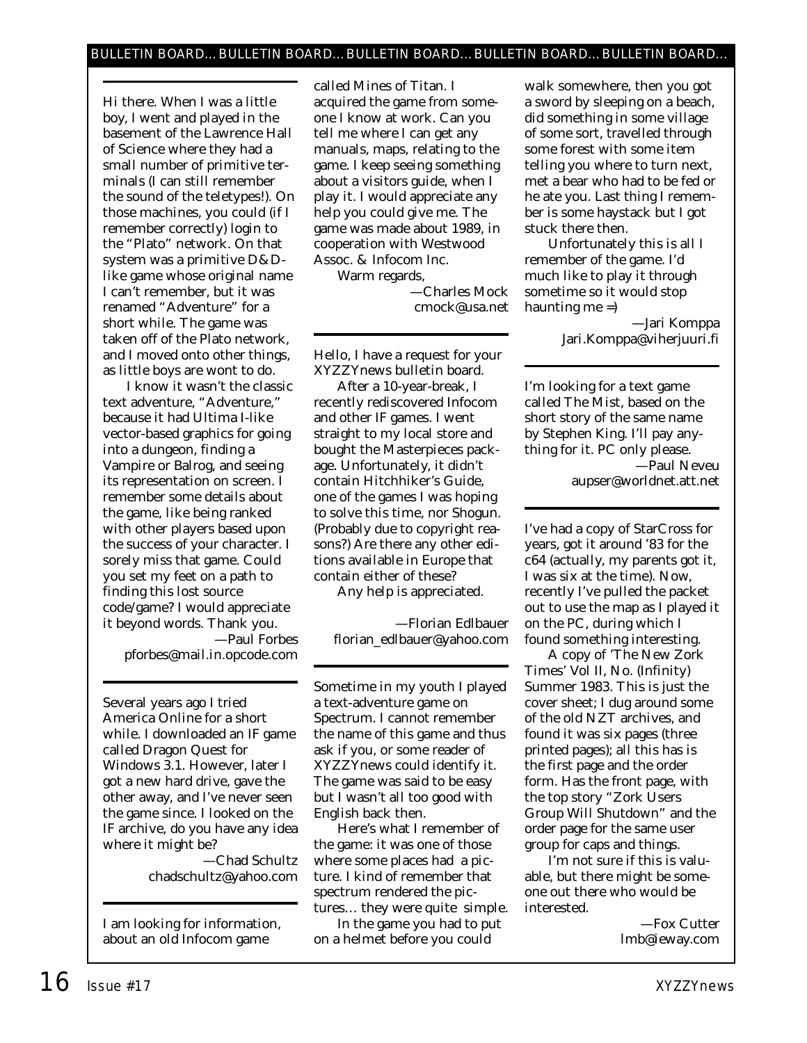BULLETIN BOARD... BULLETIN BOARD... BULLETIN BOARD... BULLETIN BOARD... BULLETIN BOARD...

---

Hi there. When I was a little boy, I went and played in the basement of the Lawrence Hall of Science where they had a small number of primitive terminals (I can still remember the sound of the teletypes!). On those machines, you could (if I remember correctly) login to the "Plato" network. On that system was a primitive D&D-like game whose original name I can't remember, but it was renamed "Adventure" for a short while. The game was taken off of the Plato network, and I moved onto other things, as little boys are wont to do.

I know it wasn't the classic text adventure, "Adventure," because it had Ultima I-like vector-based graphics for going into a dungeon, finding a Vampire or Balrog, and seeing its representation on screen. I remember some details about the game, like being ranked with other players based upon the success of your character. I sorely miss that game. Could you set my feet on a path to finding this lost source code/game? I would appreciate it beyond words. Thank you.

—Paul Forbes
pforbes@mail.in.opcode.com

---

Several years ago I tried America Online for a short while. I downloaded an IF game called Dragon Quest for Windows 3.1. However, later I got a new hard drive, gave the other away, and I've never seen the game since. I looked on the IF archive, do you have any idea where it might be?

—Chad Schultz
chadschultz@yahoo.com

---

I am looking for information, about an old Infocom game called Mines of Titan. I acquired the game from someone I know at work. Can you tell me where I can get any manuals, maps, relating to the game. I keep seeing something about a visitors guide, when I play it. I would appreciate any help you could give me. The game was made about 1989, in cooperation with Westwood Assoc. & Infocom Inc.

Warm regards,

—Charles Mock
cmock@usa.net

---

Hello, I have a request for your XYZZYnews bulletin board.

After a 10-year-break, I recently rediscovered Infocom and other IF games. I went straight to my local store and bought the Masterpieces package. Unfortunately, it didn't contain Hitchhiker's Guide, one of the games I was hoping to solve this time, nor Shogun. (Probably due to copyright reasons?) Are there any other editions available in Europe that contain either of these?

Any help is appreciated.

—Florian Edlbauer
florian_edlbauer@yahoo.com

---

Sometime in my youth I played a text-adventure game on Spectrum. I cannot remember the name of this game and thus ask if you, or some reader of XYZZYnews could identify it. The game was said to be easy but I wasn't all too good with English back then.

Here's what I remember of the game: it was one of those where some places had a picture. I kind of remember that spectrum rendered the pictures… they were quite simple.

In the game you had to put on a helmet before you could walk somewhere, then you got a sword by sleeping on a beach, did something in some village of some sort, travelled through some forest with some item telling you where to turn next, met a bear who had to be fed or he ate you. Last thing I remember is some haystack but I got stuck there then.

Unfortunately this is all I remember of the game. I'd much like to play it through sometime so it would stop haunting me =)

—Jari Komppa
Jari.Komppa@viherjuuri.fi

---

I'm looking for a text game called The Mist, based on the short story of the same name by Stephen King. I'll pay anything for it. PC only please.

—Paul Neveu
aupser@worldnet.att.net

---

I've had a copy of StarCross for years, got it around '83 for the c64 (actually, my parents got it, I was six at the time). Now, recently I've pulled the packet out to use the map as I played it on the PC, during which I found something interesting.

A copy of 'The New Zork Times' Vol II, No. (Infinity) Summer 1983. This is just the cover sheet; I dug around some of the old NZT archives, and found it was six pages (three printed pages); all this has is the first page and the order form. Has the front page, with the top story "Zork Users Group Will Shutdown" and the order page for the same user group for caps and things.

I'm not sure if this is valuable, but there might be someone out there who would be interested.

—Fox Cutter
lmb@ieway.com